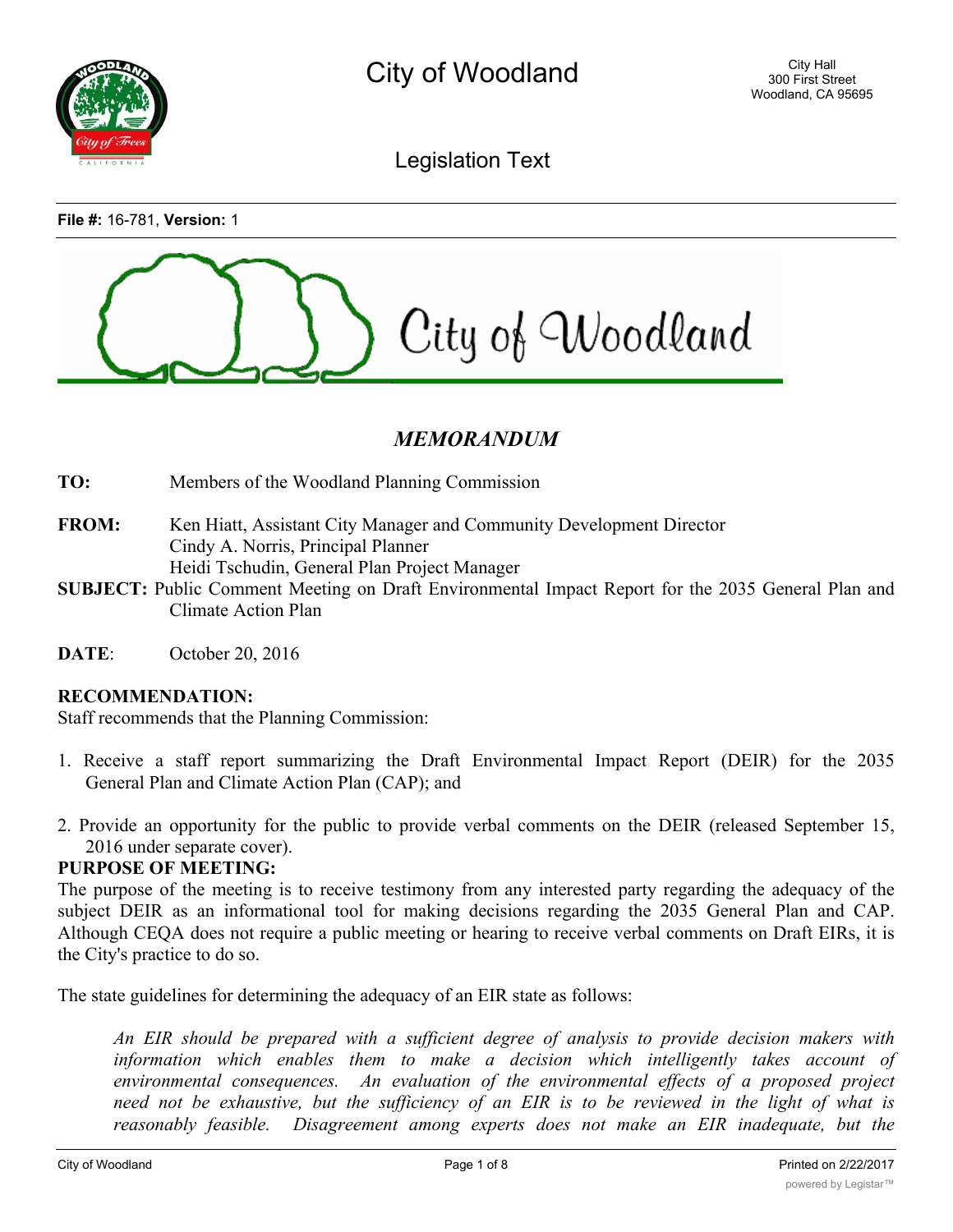# City of Woodland

City Hall
300 First Street
Woodland, CA 95695

## Legislation Text

**File #:** 16-781, **Version:** 1

City of Woodland

## *MEMORANDUM*

**TO:** Members of the Woodland Planning Commission

**FROM:** Ken Hiatt, Assistant City Manager and Community Development Director
Cindy A. Norris, Principal Planner
Heidi Tschudin, General Plan Project Manager

**SUBJECT:** Public Comment Meeting on Draft Environmental Impact Report for the 2035 General Plan and Climate Action Plan

**DATE**: October 20, 2016

**RECOMMENDATION:**
Staff recommends that the Planning Commission:

1. Receive a staff report summarizing the Draft Environmental Impact Report (DEIR) for the 2035 General Plan and Climate Action Plan (CAP); and

2. Provide an opportunity for the public to provide verbal comments on the DEIR (released September 15, 2016 under separate cover).

**PURPOSE OF MEETING:**
The purpose of the meeting is to receive testimony from any interested party regarding the adequacy of the subject DEIR as an informational tool for making decisions regarding the 2035 General Plan and CAP. Although CEQA does not require a public meeting or hearing to receive verbal comments on Draft EIRs, it is the City's practice to do so.

The state guidelines for determining the adequacy of an EIR state as follows:

> *An EIR should be prepared with a sufficient degree of analysis to provide decision makers with information which enables them to make a decision which intelligently takes account of environmental consequences. An evaluation of the environmental effects of a proposed project need not be exhaustive, but the sufficiency of an EIR is to be reviewed in the light of what is reasonably feasible. Disagreement among experts does not make an EIR inadequate, but the*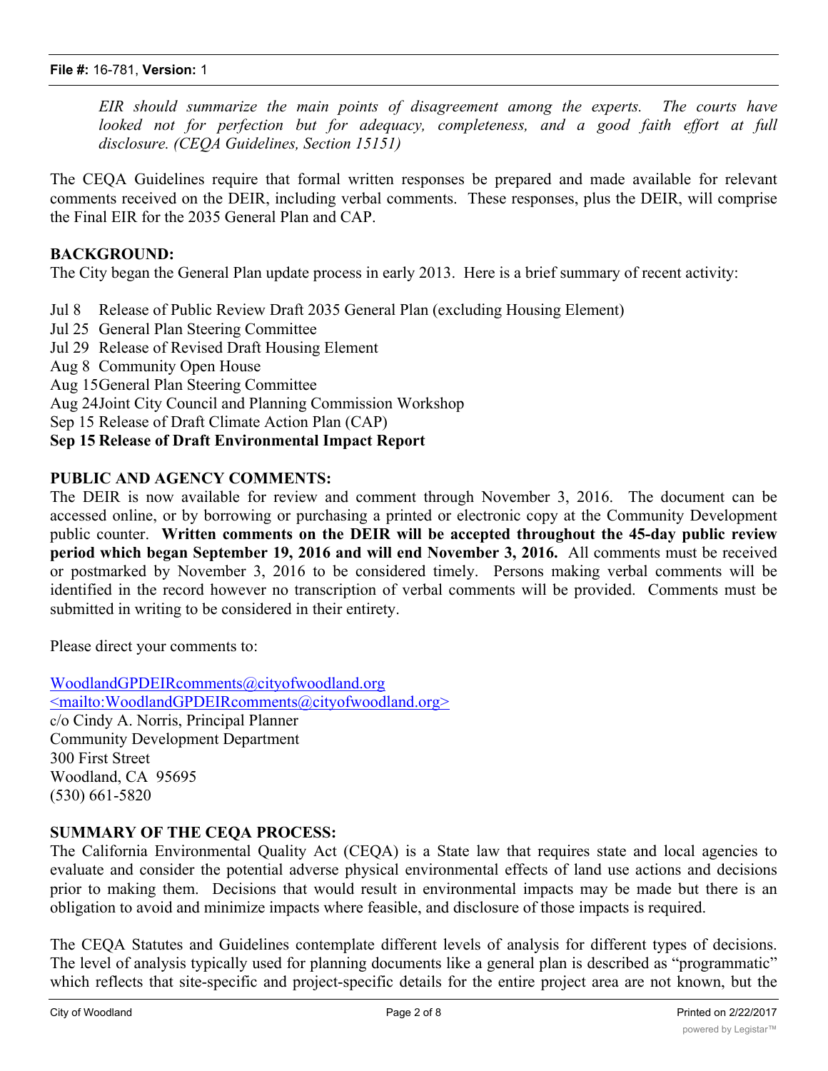*EIR should summarize the main points of disagreement among the experts. The courts have looked not for perfection but for adequacy, completeness, and a good faith effort at full disclosure. (CEQA Guidelines, Section 15151)*

The CEQA Guidelines require that formal written responses be prepared and made available for relevant comments received on the DEIR, including verbal comments. These responses, plus the DEIR, will comprise the Final EIR for the 2035 General Plan and CAP.

**BACKGROUND:**

The City began the General Plan update process in early 2013. Here is a brief summary of recent activity:

Jul 8 Release of Public Review Draft 2035 General Plan (excluding Housing Element)
Jul 25 General Plan Steering Committee
Jul 29 Release of Revised Draft Housing Element
Aug 8 Community Open House
Aug 15 General Plan Steering Committee
Aug 24 Joint City Council and Planning Commission Workshop
Sep 15 Release of Draft Climate Action Plan (CAP)
**Sep 15 Release of Draft Environmental Impact Report**

**PUBLIC AND AGENCY COMMENTS:**

The DEIR is now available for review and comment through November 3, 2016. The document can be accessed online, or by borrowing or purchasing a printed or electronic copy at the Community Development public counter. **Written comments on the DEIR will be accepted throughout the 45-day public review period which began September 19, 2016 and will end November 3, 2016.** All comments must be received or postmarked by November 3, 2016 to be considered timely. Persons making verbal comments will be identified in the record however no transcription of verbal comments will be provided. Comments must be submitted in writing to be considered in their entirety.

Please direct your comments to:

WoodlandGPDEIRcomments@cityofwoodland.org
<mailto:WoodlandGPDEIRcomments@cityofwoodland.org>
c/o Cindy A. Norris, Principal Planner
Community Development Department
300 First Street
Woodland, CA 95695
(530) 661-5820

**SUMMARY OF THE CEQA PROCESS:**

The California Environmental Quality Act (CEQA) is a State law that requires state and local agencies to evaluate and consider the potential adverse physical environmental effects of land use actions and decisions prior to making them. Decisions that would result in environmental impacts may be made but there is an obligation to avoid and minimize impacts where feasible, and disclosure of those impacts is required.

The CEQA Statutes and Guidelines contemplate different levels of analysis for different types of decisions. The level of analysis typically used for planning documents like a general plan is described as "programmatic" which reflects that site-specific and project-specific details for the entire project area are not known, but the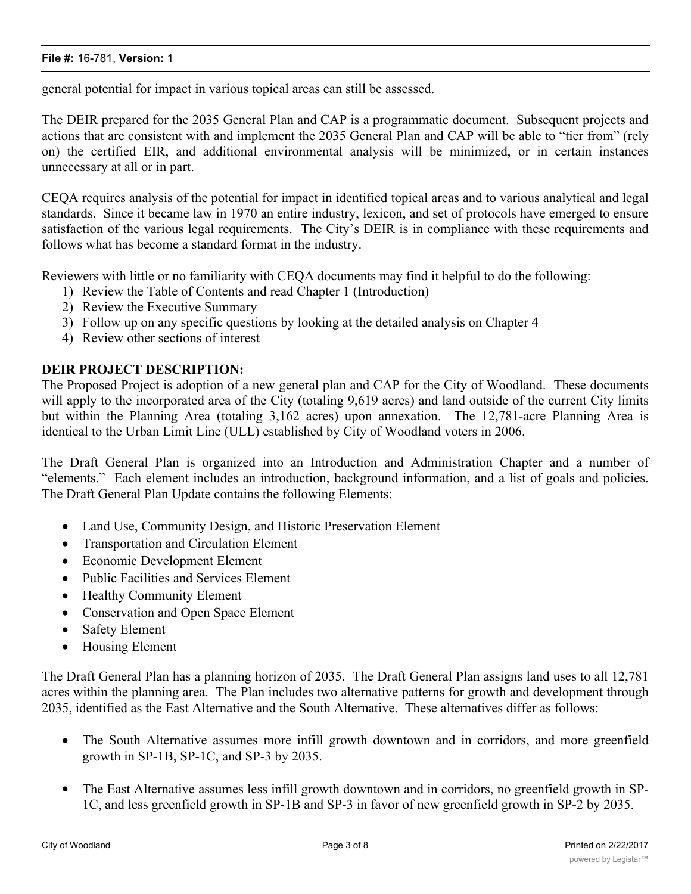general potential for impact in various topical areas can still be assessed.

The DEIR prepared for the 2035 General Plan and CAP is a programmatic document. Subsequent projects and actions that are consistent with and implement the 2035 General Plan and CAP will be able to "tier from" (rely on) the certified EIR, and additional environmental analysis will be minimized, or in certain instances unnecessary at all or in part.

CEQA requires analysis of the potential for impact in identified topical areas and to various analytical and legal standards. Since it became law in 1970 an entire industry, lexicon, and set of protocols have emerged to ensure satisfaction of the various legal requirements. The City's DEIR is in compliance with these requirements and follows what has become a standard format in the industry.

Reviewers with little or no familiarity with CEQA documents may find it helpful to do the following:

1) Review the Table of Contents and read Chapter 1 (Introduction)
2) Review the Executive Summary
3) Follow up on any specific questions by looking at the detailed analysis on Chapter 4
4) Review other sections of interest

**DEIR PROJECT DESCRIPTION:**

The Proposed Project is adoption of a new general plan and CAP for the City of Woodland. These documents will apply to the incorporated area of the City (totaling 9,619 acres) and land outside of the current City limits but within the Planning Area (totaling 3,162 acres) upon annexation. The 12,781-acre Planning Area is identical to the Urban Limit Line (ULL) established by City of Woodland voters in 2006.

The Draft General Plan is organized into an Introduction and Administration Chapter and a number of "elements." Each element includes an introduction, background information, and a list of goals and policies. The Draft General Plan Update contains the following Elements:

- Land Use, Community Design, and Historic Preservation Element
- Transportation and Circulation Element
- Economic Development Element
- Public Facilities and Services Element
- Healthy Community Element
- Conservation and Open Space Element
- Safety Element
- Housing Element

The Draft General Plan has a planning horizon of 2035. The Draft General Plan assigns land uses to all 12,781 acres within the planning area. The Plan includes two alternative patterns for growth and development through 2035, identified as the East Alternative and the South Alternative. These alternatives differ as follows:

- The South Alternative assumes more infill growth downtown and in corridors, and more greenfield growth in SP-1B, SP-1C, and SP-3 by 2035.

- The East Alternative assumes less infill growth downtown and in corridors, no greenfield growth in SP-1C, and less greenfield growth in SP-1B and SP-3 in favor of new greenfield growth in SP-2 by 2035.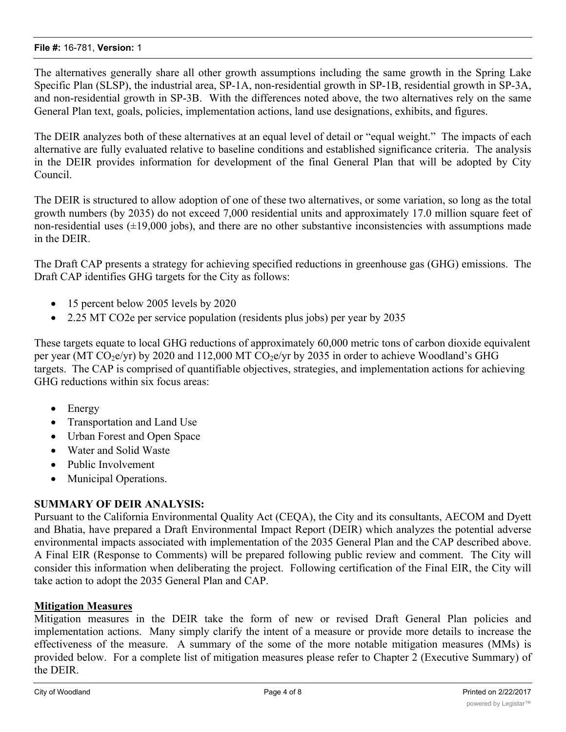The alternatives generally share all other growth assumptions including the same growth in the Spring Lake Specific Plan (SLSP), the industrial area, SP-1A, non-residential growth in SP-1B, residential growth in SP-3A, and non-residential growth in SP-3B. With the differences noted above, the two alternatives rely on the same General Plan text, goals, policies, implementation actions, land use designations, exhibits, and figures.

The DEIR analyzes both of these alternatives at an equal level of detail or "equal weight." The impacts of each alternative are fully evaluated relative to baseline conditions and established significance criteria. The analysis in the DEIR provides information for development of the final General Plan that will be adopted by City Council.

The DEIR is structured to allow adoption of one of these two alternatives, or some variation, so long as the total growth numbers (by 2035) do not exceed 7,000 residential units and approximately 17.0 million square feet of non-residential uses (±19,000 jobs), and there are no other substantive inconsistencies with assumptions made in the DEIR.

The Draft CAP presents a strategy for achieving specified reductions in greenhouse gas (GHG) emissions. The Draft CAP identifies GHG targets for the City as follows:

- 15 percent below 2005 levels by 2020
- 2.25 MT CO2e per service population (residents plus jobs) per year by 2035

These targets equate to local GHG reductions of approximately 60,000 metric tons of carbon dioxide equivalent per year (MT $CO_2e$/yr) by 2020 and 112,000 MT $CO_2e$/yr by 2035 in order to achieve Woodland's GHG targets. The CAP is comprised of quantifiable objectives, strategies, and implementation actions for achieving GHG reductions within six focus areas:

- Energy
- Transportation and Land Use
- Urban Forest and Open Space
- Water and Solid Waste
- Public Involvement
- Municipal Operations.

**SUMMARY OF DEIR ANALYSIS:**

Pursuant to the California Environmental Quality Act (CEQA), the City and its consultants, AECOM and Dyett and Bhatia, have prepared a Draft Environmental Impact Report (DEIR) which analyzes the potential adverse environmental impacts associated with implementation of the 2035 General Plan and the CAP described above. A Final EIR (Response to Comments) will be prepared following public review and comment. The City will consider this information when deliberating the project. Following certification of the Final EIR, the City will take action to adopt the 2035 General Plan and CAP.

**Mitigation Measures**

Mitigation measures in the DEIR take the form of new or revised Draft General Plan policies and implementation actions. Many simply clarify the intent of a measure or provide more details to increase the effectiveness of the measure. A summary of the some of the more notable mitigation measures (MMs) is provided below. For a complete list of mitigation measures please refer to Chapter 2 (Executive Summary) of the DEIR.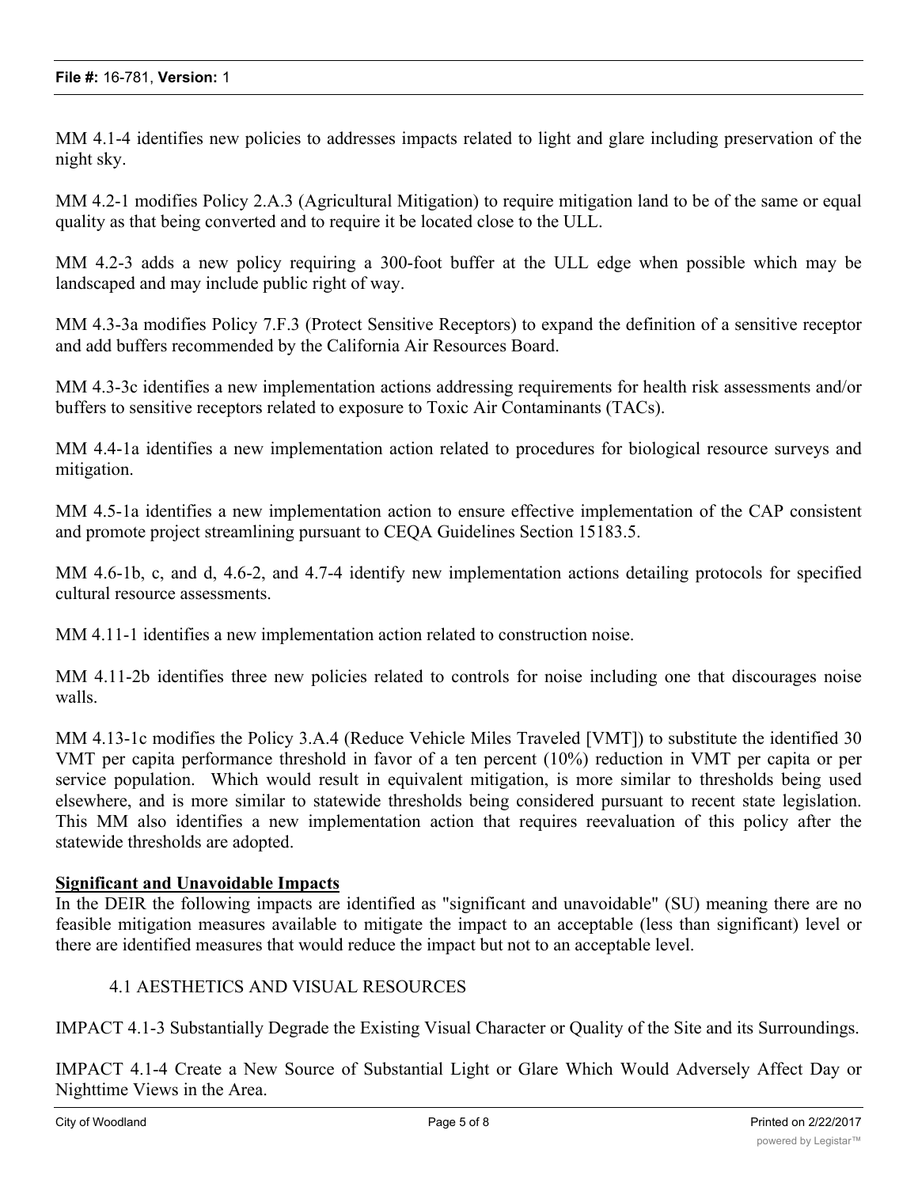MM 4.1-4 identifies new policies to addresses impacts related to light and glare including preservation of the night sky.

MM 4.2-1 modifies Policy 2.A.3 (Agricultural Mitigation) to require mitigation land to be of the same or equal quality as that being converted and to require it be located close to the ULL.

MM 4.2-3 adds a new policy requiring a 300-foot buffer at the ULL edge when possible which may be landscaped and may include public right of way.

MM 4.3-3a modifies Policy 7.F.3 (Protect Sensitive Receptors) to expand the definition of a sensitive receptor and add buffers recommended by the California Air Resources Board.

MM 4.3-3c identifies a new implementation actions addressing requirements for health risk assessments and/or buffers to sensitive receptors related to exposure to Toxic Air Contaminants (TACs).

MM 4.4-1a identifies a new implementation action related to procedures for biological resource surveys and mitigation.

MM 4.5-1a identifies a new implementation action to ensure effective implementation of the CAP consistent and promote project streamlining pursuant to CEQA Guidelines Section 15183.5.

MM 4.6-1b, c, and d, 4.6-2, and 4.7-4 identify new implementation actions detailing protocols for specified cultural resource assessments.

MM 4.11-1 identifies a new implementation action related to construction noise.

MM 4.11-2b identifies three new policies related to controls for noise including one that discourages noise walls.

MM 4.13-1c modifies the Policy 3.A.4 (Reduce Vehicle Miles Traveled [VMT]) to substitute the identified 30 VMT per capita performance threshold in favor of a ten percent (10%) reduction in VMT per capita or per service population. Which would result in equivalent mitigation, is more similar to thresholds being used elsewhere, and is more similar to statewide thresholds being considered pursuant to recent state legislation. This MM also identifies a new implementation action that requires reevaluation of this policy after the statewide thresholds are adopted.

**Significant and Unavoidable Impacts**

In the DEIR the following impacts are identified as "significant and unavoidable" (SU) meaning there are no feasible mitigation measures available to mitigate the impact to an acceptable (less than significant) level or there are identified measures that would reduce the impact but not to an acceptable level.

4.1 AESTHETICS AND VISUAL RESOURCES

IMPACT 4.1-3 Substantially Degrade the Existing Visual Character or Quality of the Site and its Surroundings.

IMPACT 4.1-4 Create a New Source of Substantial Light or Glare Which Would Adversely Affect Day or Nighttime Views in the Area.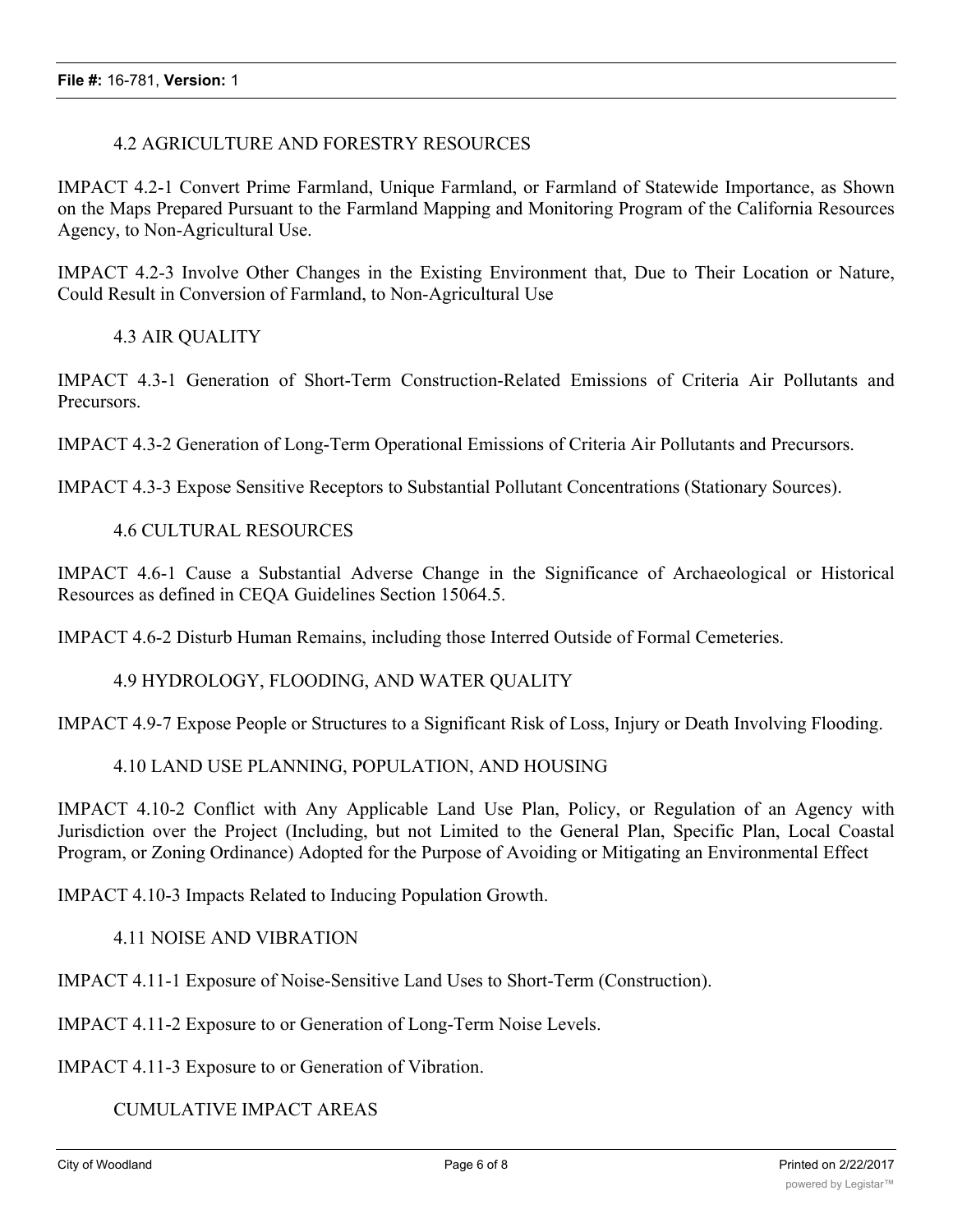### 4.2 AGRICULTURE AND FORESTRY RESOURCES

IMPACT 4.2-1 Convert Prime Farmland, Unique Farmland, or Farmland of Statewide Importance, as Shown on the Maps Prepared Pursuant to the Farmland Mapping and Monitoring Program of the California Resources Agency, to Non-Agricultural Use.

IMPACT 4.2-3 Involve Other Changes in the Existing Environment that, Due to Their Location or Nature, Could Result in Conversion of Farmland, to Non-Agricultural Use

### 4.3 AIR QUALITY

IMPACT 4.3-1 Generation of Short-Term Construction-Related Emissions of Criteria Air Pollutants and Precursors.

IMPACT 4.3-2 Generation of Long-Term Operational Emissions of Criteria Air Pollutants and Precursors.

IMPACT 4.3-3 Expose Sensitive Receptors to Substantial Pollutant Concentrations (Stationary Sources).

### 4.6 CULTURAL RESOURCES

IMPACT 4.6-1 Cause a Substantial Adverse Change in the Significance of Archaeological or Historical Resources as defined in CEQA Guidelines Section 15064.5.

IMPACT 4.6-2 Disturb Human Remains, including those Interred Outside of Formal Cemeteries.

### 4.9 HYDROLOGY, FLOODING, AND WATER QUALITY

IMPACT 4.9-7 Expose People or Structures to a Significant Risk of Loss, Injury or Death Involving Flooding.

### 4.10 LAND USE PLANNING, POPULATION, AND HOUSING

IMPACT 4.10-2 Conflict with Any Applicable Land Use Plan, Policy, or Regulation of an Agency with Jurisdiction over the Project (Including, but not Limited to the General Plan, Specific Plan, Local Coastal Program, or Zoning Ordinance) Adopted for the Purpose of Avoiding or Mitigating an Environmental Effect

IMPACT 4.10-3 Impacts Related to Inducing Population Growth.

### 4.11 NOISE AND VIBRATION

IMPACT 4.11-1 Exposure of Noise-Sensitive Land Uses to Short-Term (Construction).

IMPACT 4.11-2 Exposure to or Generation of Long-Term Noise Levels.

IMPACT 4.11-3 Exposure to or Generation of Vibration.

### CUMULATIVE IMPACT AREAS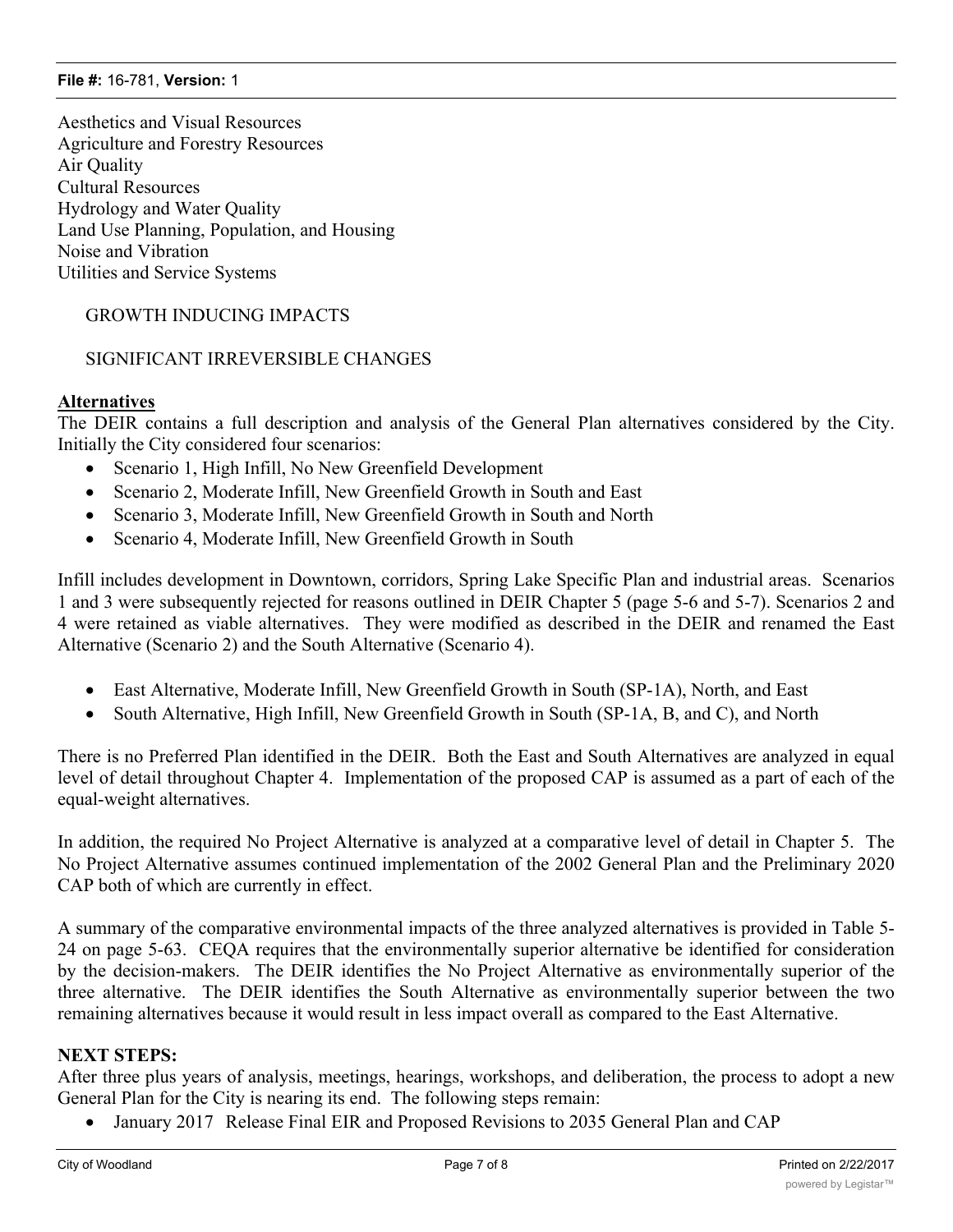Aesthetics and Visual Resources
Agriculture and Forestry Resources
Air Quality
Cultural Resources
Hydrology and Water Quality
Land Use Planning, Population, and Housing
Noise and Vibration
Utilities and Service Systems

GROWTH INDUCING IMPACTS

SIGNIFICANT IRREVERSIBLE CHANGES

**Alternatives**

The DEIR contains a full description and analysis of the General Plan alternatives considered by the City. Initially the City considered four scenarios:

- Scenario 1, High Infill, No New Greenfield Development
- Scenario 2, Moderate Infill, New Greenfield Growth in South and East
- Scenario 3, Moderate Infill, New Greenfield Growth in South and North
- Scenario 4, Moderate Infill, New Greenfield Growth in South

Infill includes development in Downtown, corridors, Spring Lake Specific Plan and industrial areas. Scenarios 1 and 3 were subsequently rejected for reasons outlined in DEIR Chapter 5 (page 5-6 and 5-7). Scenarios 2 and 4 were retained as viable alternatives. They were modified as described in the DEIR and renamed the East Alternative (Scenario 2) and the South Alternative (Scenario 4).

- East Alternative, Moderate Infill, New Greenfield Growth in South (SP-1A), North, and East
- South Alternative, High Infill, New Greenfield Growth in South (SP-1A, B, and C), and North

There is no Preferred Plan identified in the DEIR. Both the East and South Alternatives are analyzed in equal level of detail throughout Chapter 4. Implementation of the proposed CAP is assumed as a part of each of the equal-weight alternatives.

In addition, the required No Project Alternative is analyzed at a comparative level of detail in Chapter 5. The No Project Alternative assumes continued implementation of the 2002 General Plan and the Preliminary 2020 CAP both of which are currently in effect.

A summary of the comparative environmental impacts of the three analyzed alternatives is provided in Table 5-24 on page 5-63. CEQA requires that the environmentally superior alternative be identified for consideration by the decision-makers. The DEIR identifies the No Project Alternative as environmentally superior of the three alternative. The DEIR identifies the South Alternative as environmentally superior between the two remaining alternatives because it would result in less impact overall as compared to the East Alternative.

**NEXT STEPS:**

After three plus years of analysis, meetings, hearings, workshops, and deliberation, the process to adopt a new General Plan for the City is nearing its end. The following steps remain:

- January 2017 Release Final EIR and Proposed Revisions to 2035 General Plan and CAP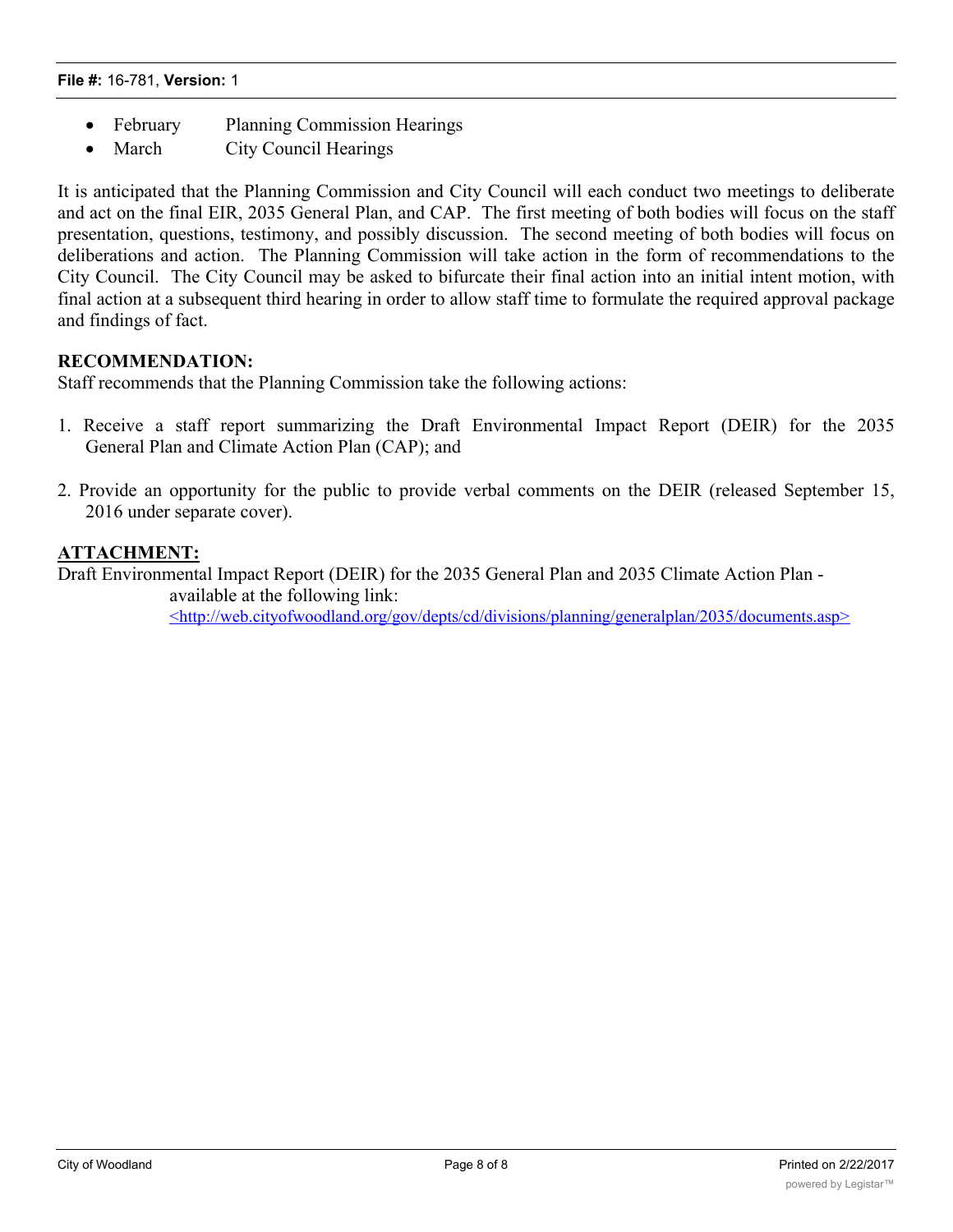- February Planning Commission Hearings
- March City Council Hearings

It is anticipated that the Planning Commission and City Council will each conduct two meetings to deliberate and act on the final EIR, 2035 General Plan, and CAP. The first meeting of both bodies will focus on the staff presentation, questions, testimony, and possibly discussion. The second meeting of both bodies will focus on deliberations and action. The Planning Commission will take action in the form of recommendations to the City Council. The City Council may be asked to bifurcate their final action into an initial intent motion, with final action at a subsequent third hearing in order to allow staff time to formulate the required approval package and findings of fact.

**RECOMMENDATION:**

Staff recommends that the Planning Commission take the following actions:

1. Receive a staff report summarizing the Draft Environmental Impact Report (DEIR) for the 2035 General Plan and Climate Action Plan (CAP); and

2. Provide an opportunity for the public to provide verbal comments on the DEIR (released September 15, 2016 under separate cover).

**ATTACHMENT:**

Draft Environmental Impact Report (DEIR) for the 2035 General Plan and 2035 Climate Action Plan - available at the following link: <http://web.cityofwoodland.org/gov/depts/cd/divisions/planning/generalplan/2035/documents.asp>